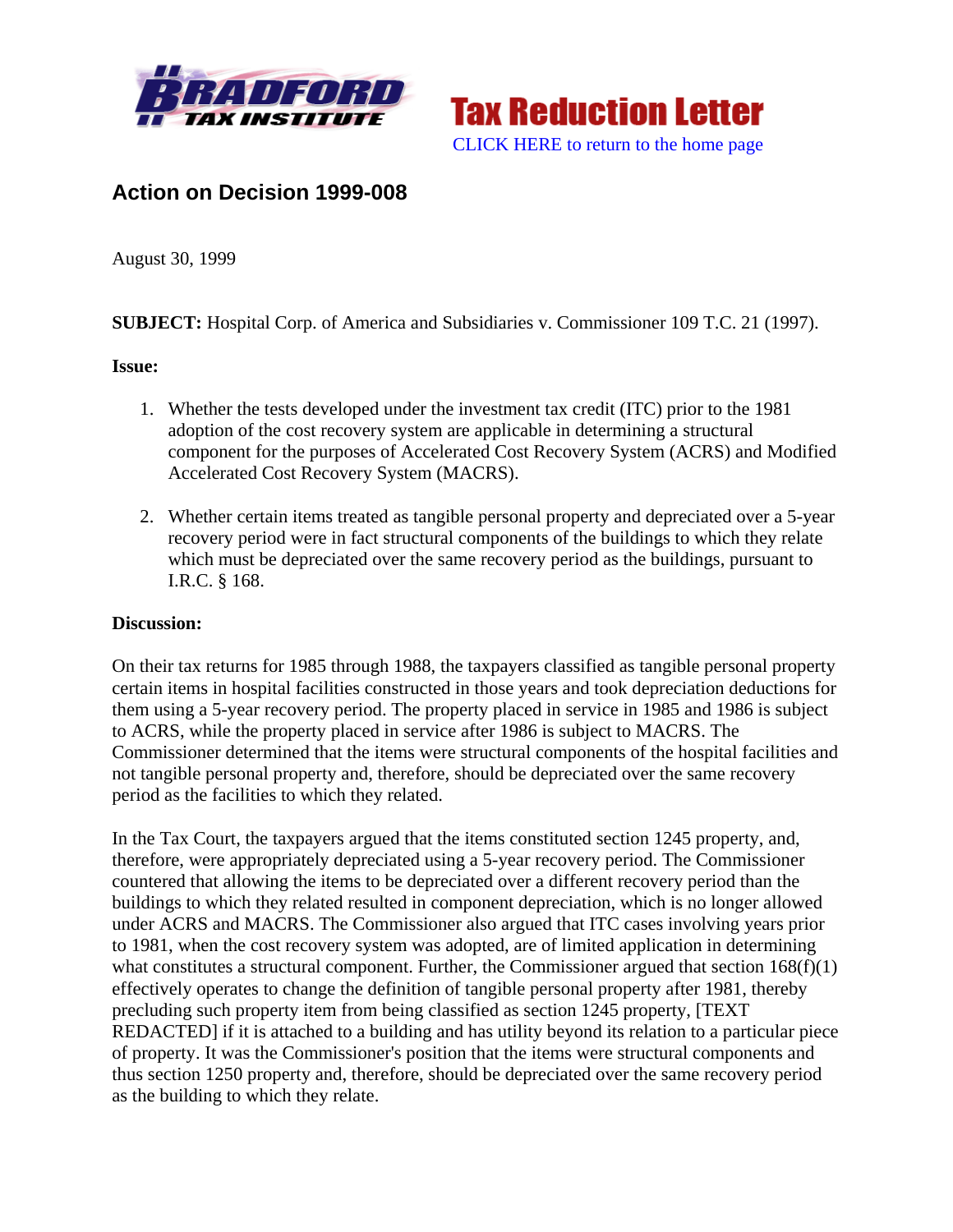Bradford Tax Institute

# Tax Reduction Letter

CLICK HERE to return to the home page

## Action on Decision 1999-008

August 30, 1999

**SUBJECT:** Hospital Corp. of America and Subsidiaries v. Commissioner 109 T.C. 21 (1997).

**Issue:**

1. Whether the tests developed under the investment tax credit (ITC) prior to the 1981 adoption of the cost recovery system are applicable in determining a structural component for the purposes of Accelerated Cost Recovery System (ACRS) and Modified Accelerated Cost Recovery System (MACRS).

2. Whether certain items treated as tangible personal property and depreciated over a 5-year recovery period were in fact structural components of the buildings to which they relate which must be depreciated over the same recovery period as the buildings, pursuant to I.R.C. § 168.

**Discussion:**

On their tax returns for 1985 through 1988, the taxpayers classified as tangible personal property certain items in hospital facilities constructed in those years and took depreciation deductions for them using a 5-year recovery period. The property placed in service in 1985 and 1986 is subject to ACRS, while the property placed in service after 1986 is subject to MACRS. The Commissioner determined that the items were structural components of the hospital facilities and not tangible personal property and, therefore, should be depreciated over the same recovery period as the facilities to which they related.

In the Tax Court, the taxpayers argued that the items constituted section 1245 property, and, therefore, were appropriately depreciated using a 5-year recovery period. The Commissioner countered that allowing the items to be depreciated over a different recovery period than the buildings to which they related resulted in component depreciation, which is no longer allowed under ACRS and MACRS. The Commissioner also argued that ITC cases involving years prior to 1981, when the cost recovery system was adopted, are of limited application in determining what constitutes a structural component. Further, the Commissioner argued that section 168(f)(1) effectively operates to change the definition of tangible personal property after 1981, thereby precluding such property item from being classified as section 1245 property, [TEXT REDACTED] if it is attached to a building and has utility beyond its relation to a particular piece of property. It was the Commissioner's position that the items were structural components and thus section 1250 property and, therefore, should be depreciated over the same recovery period as the building to which they relate.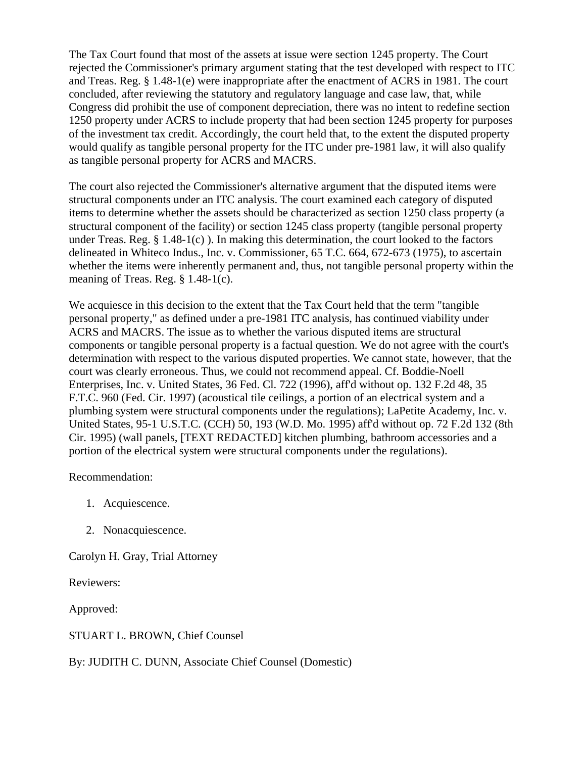The Tax Court found that most of the assets at issue were section 1245 property. The Court rejected the Commissioner's primary argument stating that the test developed with respect to ITC and Treas. Reg. § 1.48-1(e) were inappropriate after the enactment of ACRS in 1981. The court concluded, after reviewing the statutory and regulatory language and case law, that, while Congress did prohibit the use of component depreciation, there was no intent to redefine section 1250 property under ACRS to include property that had been section 1245 property for purposes of the investment tax credit. Accordingly, the court held that, to the extent the disputed property would qualify as tangible personal property for the ITC under pre-1981 law, it will also qualify as tangible personal property for ACRS and MACRS.

The court also rejected the Commissioner's alternative argument that the disputed items were structural components under an ITC analysis. The court examined each category of disputed items to determine whether the assets should be characterized as section 1250 class property (a structural component of the facility) or section 1245 class property (tangible personal property under Treas. Reg. § 1.48-1(c) ). In making this determination, the court looked to the factors delineated in Whiteco Indus., Inc. v. Commissioner, 65 T.C. 664, 672-673 (1975), to ascertain whether the items were inherently permanent and, thus, not tangible personal property within the meaning of Treas. Reg. § 1.48-1(c).

We acquiesce in this decision to the extent that the Tax Court held that the term "tangible personal property," as defined under a pre-1981 ITC analysis, has continued viability under ACRS and MACRS. The issue as to whether the various disputed items are structural components or tangible personal property is a factual question. We do not agree with the court's determination with respect to the various disputed properties. We cannot state, however, that the court was clearly erroneous. Thus, we could not recommend appeal. Cf. Boddie-Noell Enterprises, Inc. v. United States, 36 Fed. Cl. 722 (1996), aff'd without op. 132 F.2d 48, 35 F.T.C. 960 (Fed. Cir. 1997) (acoustical tile ceilings, a portion of an electrical system and a plumbing system were structural components under the regulations); LaPetite Academy, Inc. v. United States, 95-1 U.S.T.C. (CCH) 50, 193 (W.D. Mo. 1995) aff'd without op. 72 F.2d 132 (8th Cir. 1995) (wall panels, [TEXT REDACTED] kitchen plumbing, bathroom accessories and a portion of the electrical system were structural components under the regulations).

Recommendation:

1. Acquiescence.
2. Nonacquiescence.

Carolyn H. Gray, Trial Attorney

Reviewers:

Approved:

STUART L. BROWN, Chief Counsel

By: JUDITH C. DUNN, Associate Chief Counsel (Domestic)